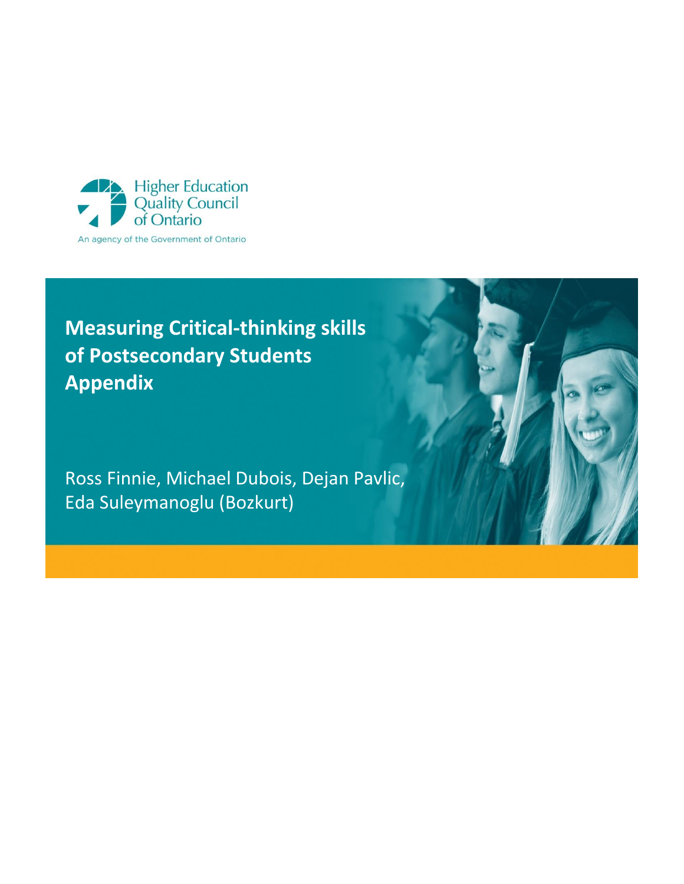Higher Education Quality Council of Ontario

An agency of the Government of Ontario

# Measuring Critical-thinking skills of Postsecondary Students Appendix

Ross Finnie, Michael Dubois, Dejan Pavlic, Eda Suleymanoglu (Bozkurt)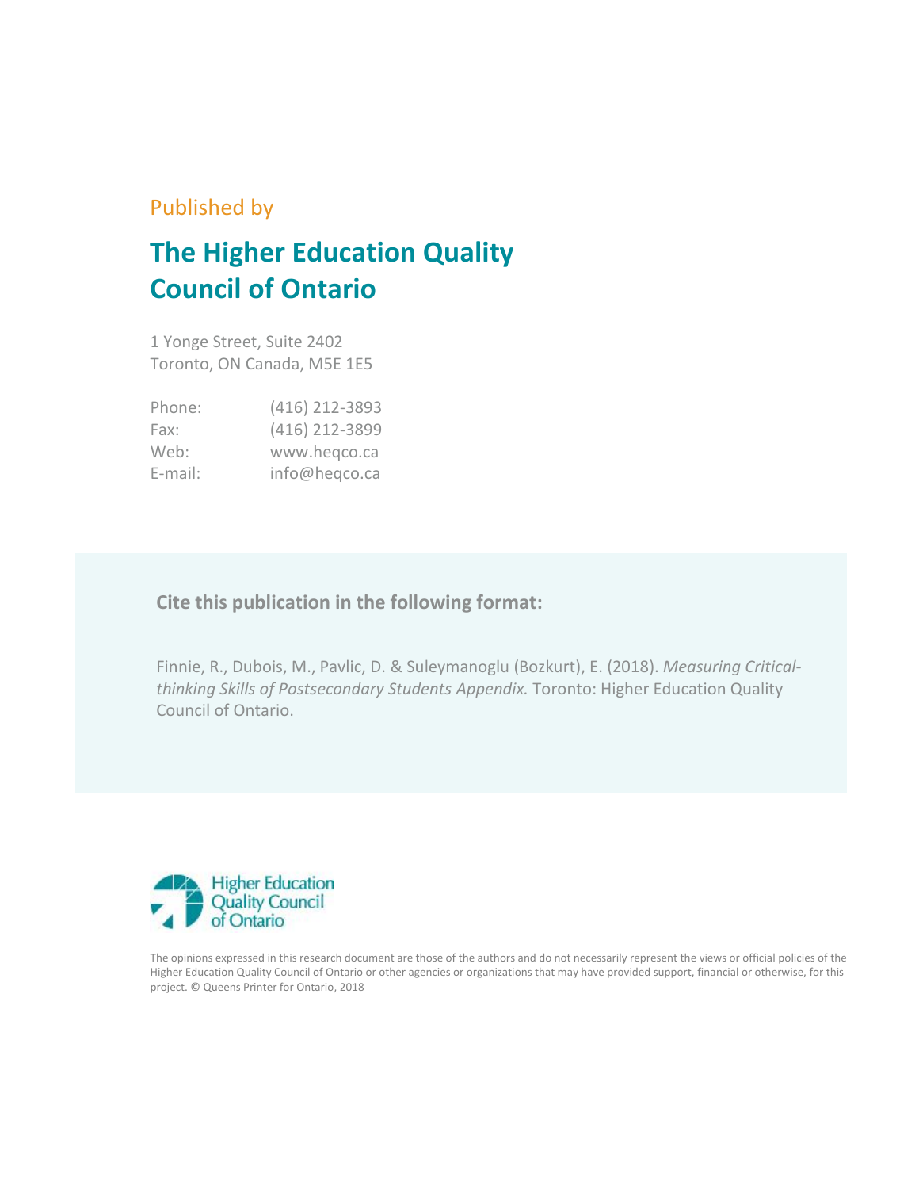Published by

# The Higher Education Quality Council of Ontario

1 Yonge Street, Suite 2402
Toronto, ON Canada, M5E 1E5

| | |
|---|---|
| Phone: | (416) 212-3893 |
| Fax: | (416) 212-3899 |
| Web: | www.heqco.ca |
| E-mail: | info@heqco.ca |

**Cite this publication in the following format:**

Finnie, R., Dubois, M., Pavlic, D. & Suleymanoglu (Bozkurt), E. (2018). *Measuring Critical-thinking Skills of Postsecondary Students Appendix.* Toronto: Higher Education Quality Council of Ontario.

Higher Education Quality Council of Ontario

The opinions expressed in this research document are those of the authors and do not necessarily represent the views or official policies of the Higher Education Quality Council of Ontario or other agencies or organizations that may have provided support, financial or otherwise, for this project. © Queens Printer for Ontario, 2018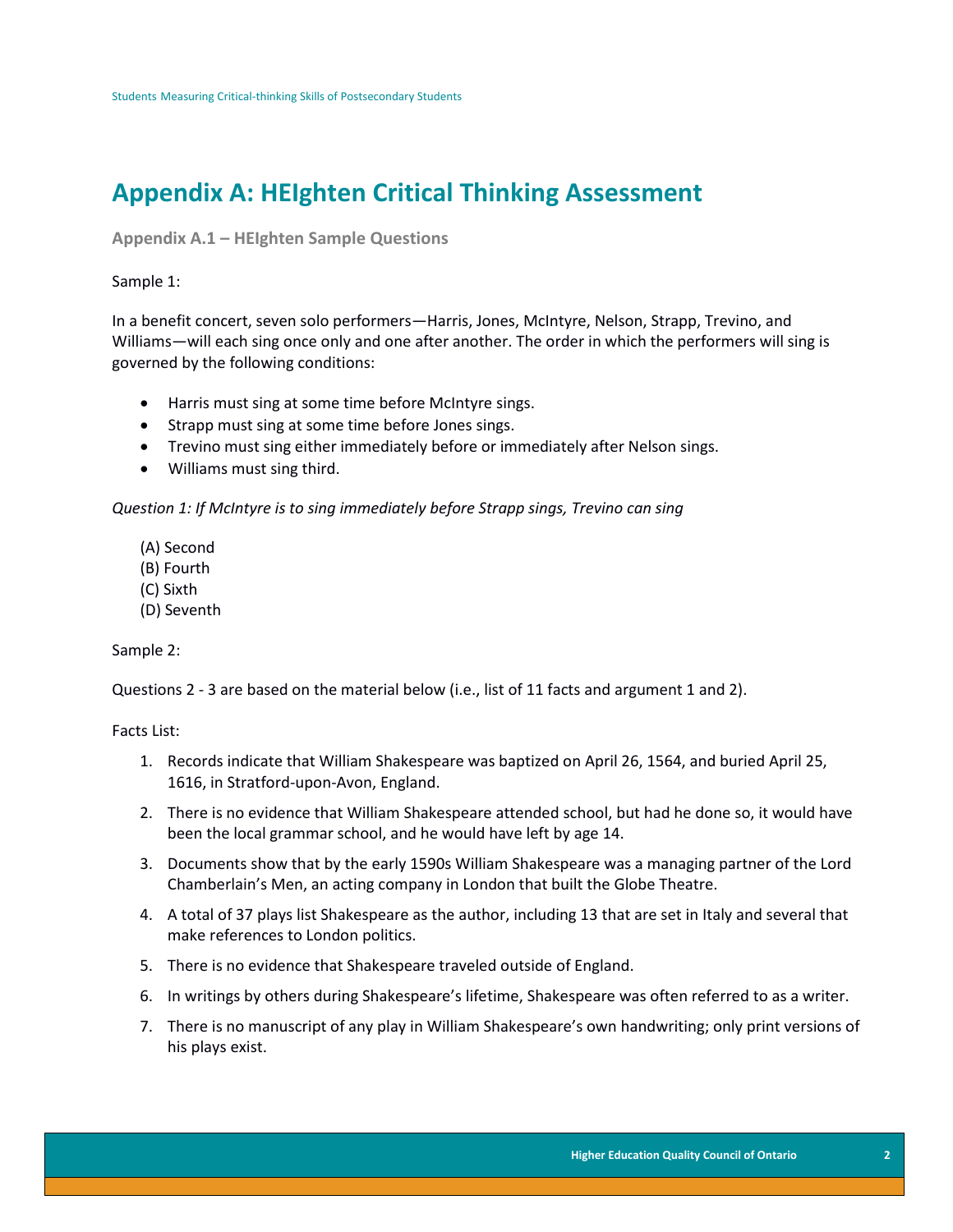# Appendix A: HEIghten Critical Thinking Assessment

### Appendix A.1 – HEIghten Sample Questions

Sample 1:

In a benefit concert, seven solo performers—Harris, Jones, McIntyre, Nelson, Strapp, Trevino, and Williams—will each sing once only and one after another. The order in which the performers will sing is governed by the following conditions:

- Harris must sing at some time before McIntyre sings.
- Strapp must sing at some time before Jones sings.
- Trevino must sing either immediately before or immediately after Nelson sings.
- Williams must sing third.

*Question 1: If McIntyre is to sing immediately before Strapp sings, Trevino can sing*

(A) Second
(B) Fourth
(C) Sixth
(D) Seventh

Sample 2:

Questions 2 - 3 are based on the material below (i.e., list of 11 facts and argument 1 and 2).

Facts List:

1. Records indicate that William Shakespeare was baptized on April 26, 1564, and buried April 25, 1616, in Stratford-upon-Avon, England.
2. There is no evidence that William Shakespeare attended school, but had he done so, it would have been the local grammar school, and he would have left by age 14.
3. Documents show that by the early 1590s William Shakespeare was a managing partner of the Lord Chamberlain's Men, an acting company in London that built the Globe Theatre.
4. A total of 37 plays list Shakespeare as the author, including 13 that are set in Italy and several that make references to London politics.
5. There is no evidence that Shakespeare traveled outside of England.
6. In writings by others during Shakespeare's lifetime, Shakespeare was often referred to as a writer.
7. There is no manuscript of any play in William Shakespeare's own handwriting; only print versions of his plays exist.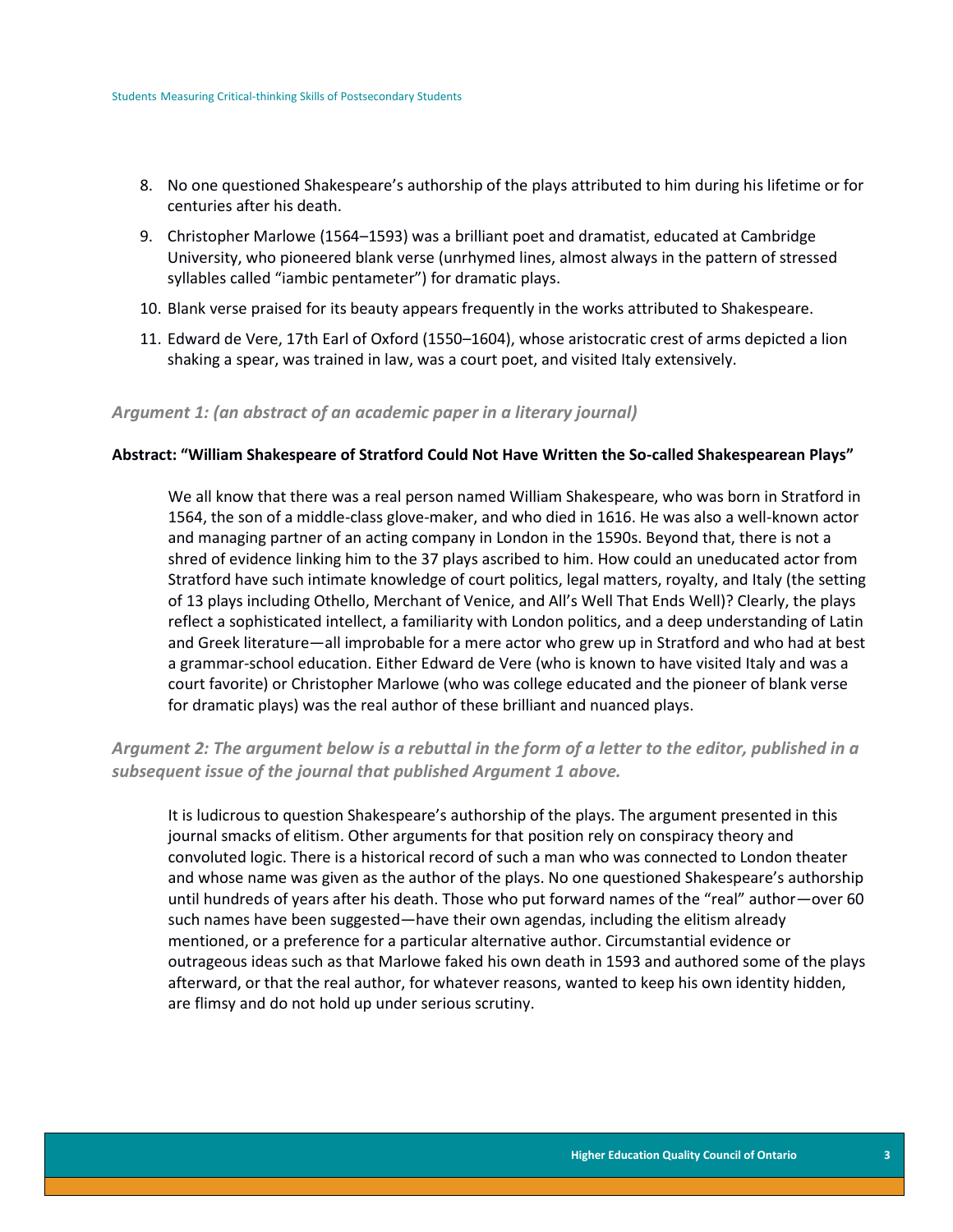8. No one questioned Shakespeare's authorship of the plays attributed to him during his lifetime or for centuries after his death.

9. Christopher Marlowe (1564–1593) was a brilliant poet and dramatist, educated at Cambridge University, who pioneered blank verse (unrhymed lines, almost always in the pattern of stressed syllables called "iambic pentameter") for dramatic plays.

10. Blank verse praised for its beauty appears frequently in the works attributed to Shakespeare.

11. Edward de Vere, 17th Earl of Oxford (1550–1604), whose aristocratic crest of arms depicted a lion shaking a spear, was trained in law, was a court poet, and visited Italy extensively.

### *Argument 1: (an abstract of an academic paper in a literary journal)*

**Abstract: "William Shakespeare of Stratford Could Not Have Written the So-called Shakespearean Plays"**

> We all know that there was a real person named William Shakespeare, who was born in Stratford in 1564, the son of a middle-class glove-maker, and who died in 1616. He was also a well-known actor and managing partner of an acting company in London in the 1590s. Beyond that, there is not a shred of evidence linking him to the 37 plays ascribed to him. How could an uneducated actor from Stratford have such intimate knowledge of court politics, legal matters, royalty, and Italy (the setting of 13 plays including Othello, Merchant of Venice, and All's Well That Ends Well)? Clearly, the plays reflect a sophisticated intellect, a familiarity with London politics, and a deep understanding of Latin and Greek literature—all improbable for a mere actor who grew up in Stratford and who had at best a grammar-school education. Either Edward de Vere (who is known to have visited Italy and was a court favorite) or Christopher Marlowe (who was college educated and the pioneer of blank verse for dramatic plays) was the real author of these brilliant and nuanced plays.

### *Argument 2: The argument below is a rebuttal in the form of a letter to the editor, published in a subsequent issue of the journal that published Argument 1 above.*

> It is ludicrous to question Shakespeare's authorship of the plays. The argument presented in this journal smacks of elitism. Other arguments for that position rely on conspiracy theory and convoluted logic. There is a historical record of such a man who was connected to London theater and whose name was given as the author of the plays. No one questioned Shakespeare's authorship until hundreds of years after his death. Those who put forward names of the "real" author—over 60 such names have been suggested—have their own agendas, including the elitism already mentioned, or a preference for a particular alternative author. Circumstantial evidence or outrageous ideas such as that Marlowe faked his own death in 1593 and authored some of the plays afterward, or that the real author, for whatever reasons, wanted to keep his own identity hidden, are flimsy and do not hold up under serious scrutiny.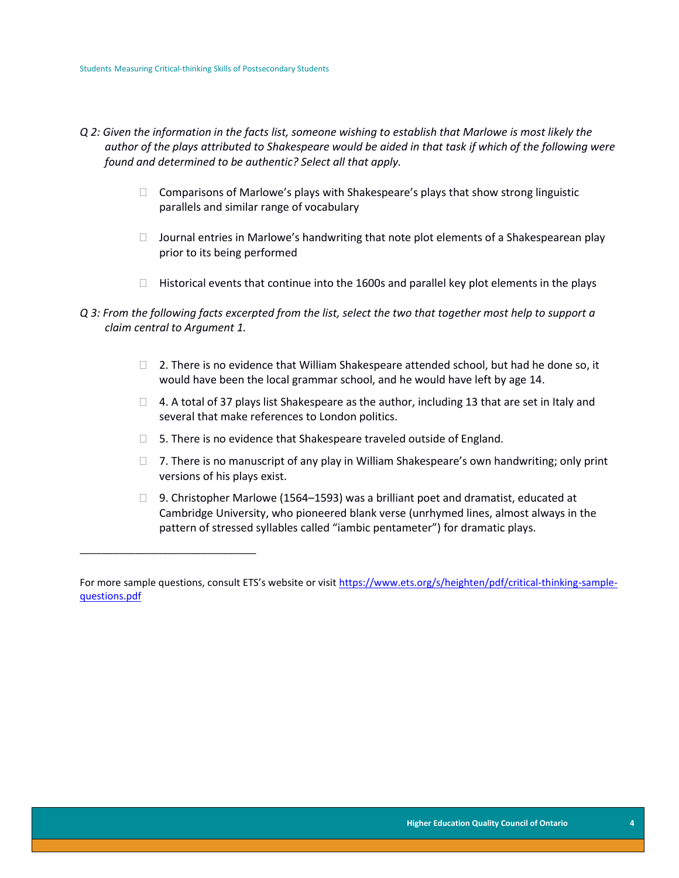*Q 2: Given the information in the facts list, someone wishing to establish that Marlowe is most likely the author of the plays attributed to Shakespeare would be aided in that task if which of the following were found and determined to be authentic? Select all that apply.*

- ☐ Comparisons of Marlowe's plays with Shakespeare's plays that show strong linguistic parallels and similar range of vocabulary
- ☐ Journal entries in Marlowe's handwriting that note plot elements of a Shakespearean play prior to its being performed
- ☐ Historical events that continue into the 1600s and parallel key plot elements in the plays

*Q 3: From the following facts excerpted from the list, select the two that together most help to support a claim central to Argument 1.*

- ☐ 2. There is no evidence that William Shakespeare attended school, but had he done so, it would have been the local grammar school, and he would have left by age 14.
- ☐ 4. A total of 37 plays list Shakespeare as the author, including 13 that are set in Italy and several that make references to London politics.
- ☐ 5. There is no evidence that Shakespeare traveled outside of England.
- ☐ 7. There is no manuscript of any play in William Shakespeare's own handwriting; only print versions of his plays exist.
- ☐ 9. Christopher Marlowe (1564–1593) was a brilliant poet and dramatist, educated at Cambridge University, who pioneered blank verse (unrhymed lines, almost always in the pattern of stressed syllables called "iambic pentameter") for dramatic plays.

______________________________

For more sample questions, consult ETS's website or visit [https://www.ets.org/s/heighten/pdf/critical-thinking-sample-questions.pdf](https://www.ets.org/s/heighten/pdf/critical-thinking-sample-questions.pdf)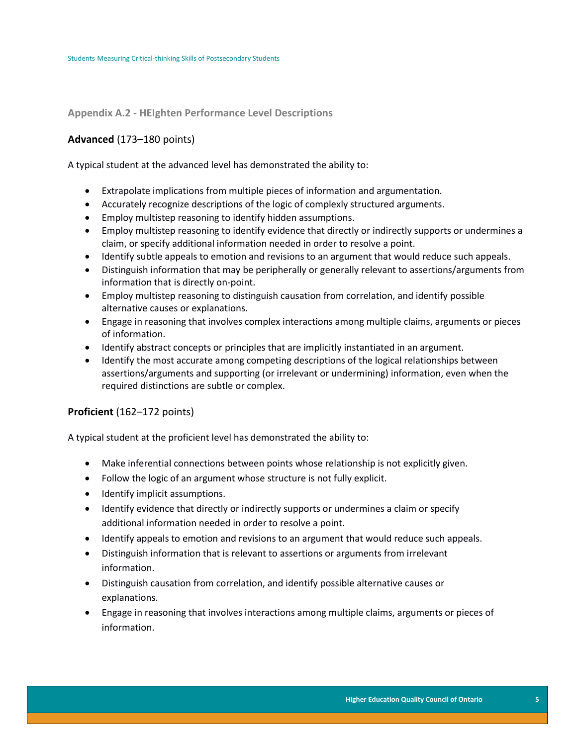## Appendix A.2 - HEIghten Performance Level Descriptions

**Advanced** (173–180 points)

A typical student at the advanced level has demonstrated the ability to:

- Extrapolate implications from multiple pieces of information and argumentation.
- Accurately recognize descriptions of the logic of complexly structured arguments.
- Employ multistep reasoning to identify hidden assumptions.
- Employ multistep reasoning to identify evidence that directly or indirectly supports or undermines a claim, or specify additional information needed in order to resolve a point.
- Identify subtle appeals to emotion and revisions to an argument that would reduce such appeals.
- Distinguish information that may be peripherally or generally relevant to assertions/arguments from information that is directly on-point.
- Employ multistep reasoning to distinguish causation from correlation, and identify possible alternative causes or explanations.
- Engage in reasoning that involves complex interactions among multiple claims, arguments or pieces of information.
- Identify abstract concepts or principles that are implicitly instantiated in an argument.
- Identify the most accurate among competing descriptions of the logical relationships between assertions/arguments and supporting (or irrelevant or undermining) information, even when the required distinctions are subtle or complex.

**Proficient** (162–172 points)

A typical student at the proficient level has demonstrated the ability to:

- Make inferential connections between points whose relationship is not explicitly given.
- Follow the logic of an argument whose structure is not fully explicit.
- Identify implicit assumptions.
- Identify evidence that directly or indirectly supports or undermines a claim or specify additional information needed in order to resolve a point.
- Identify appeals to emotion and revisions to an argument that would reduce such appeals.
- Distinguish information that is relevant to assertions or arguments from irrelevant information.
- Distinguish causation from correlation, and identify possible alternative causes or explanations.
- Engage in reasoning that involves interactions among multiple claims, arguments or pieces of information.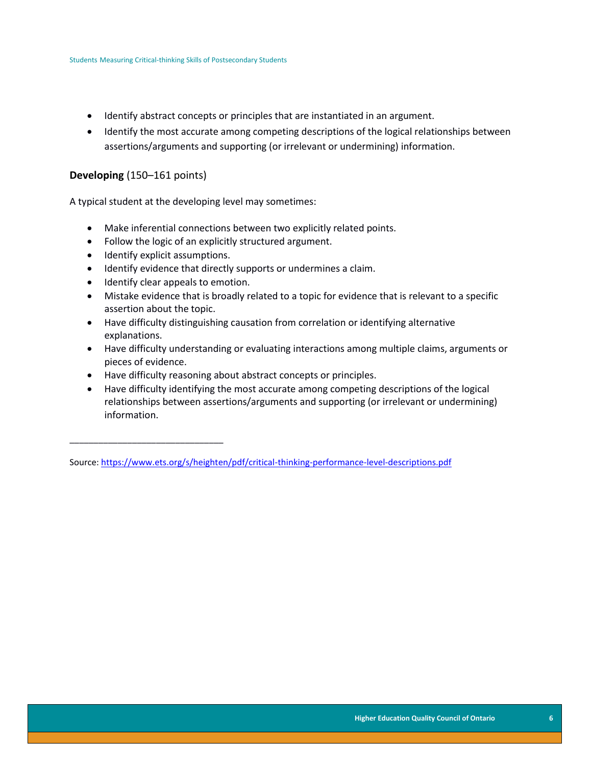- Identify abstract concepts or principles that are instantiated in an argument.
- Identify the most accurate among competing descriptions of the logical relationships between assertions/arguments and supporting (or irrelevant or undermining) information.

**Developing** (150–161 points)

A typical student at the developing level may sometimes:

- Make inferential connections between two explicitly related points.
- Follow the logic of an explicitly structured argument.
- Identify explicit assumptions.
- Identify evidence that directly supports or undermines a claim.
- Identify clear appeals to emotion.
- Mistake evidence that is broadly related to a topic for evidence that is relevant to a specific assertion about the topic.
- Have difficulty distinguishing causation from correlation or identifying alternative explanations.
- Have difficulty understanding or evaluating interactions among multiple claims, arguments or pieces of evidence.
- Have difficulty reasoning about abstract concepts or principles.
- Have difficulty identifying the most accurate among competing descriptions of the logical relationships between assertions/arguments and supporting (or irrelevant or undermining) information.

______________________________

Source: [https://www.ets.org/s/heighten/pdf/critical-thinking-performance-level-descriptions.pdf](https://www.ets.org/s/heighten/pdf/critical-thinking-performance-level-descriptions.pdf)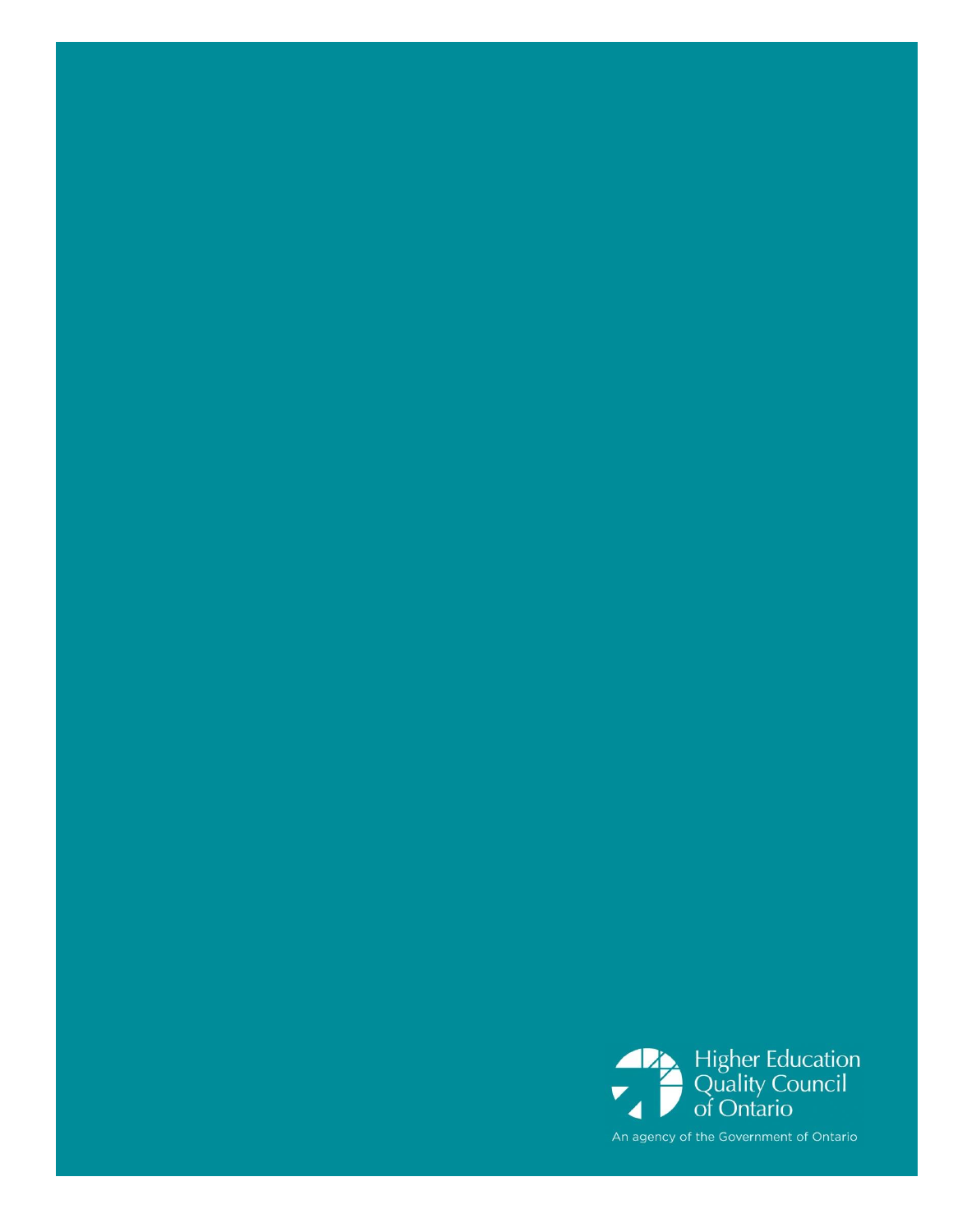Higher Education Quality Council of Ontario

An agency of the Government of Ontario